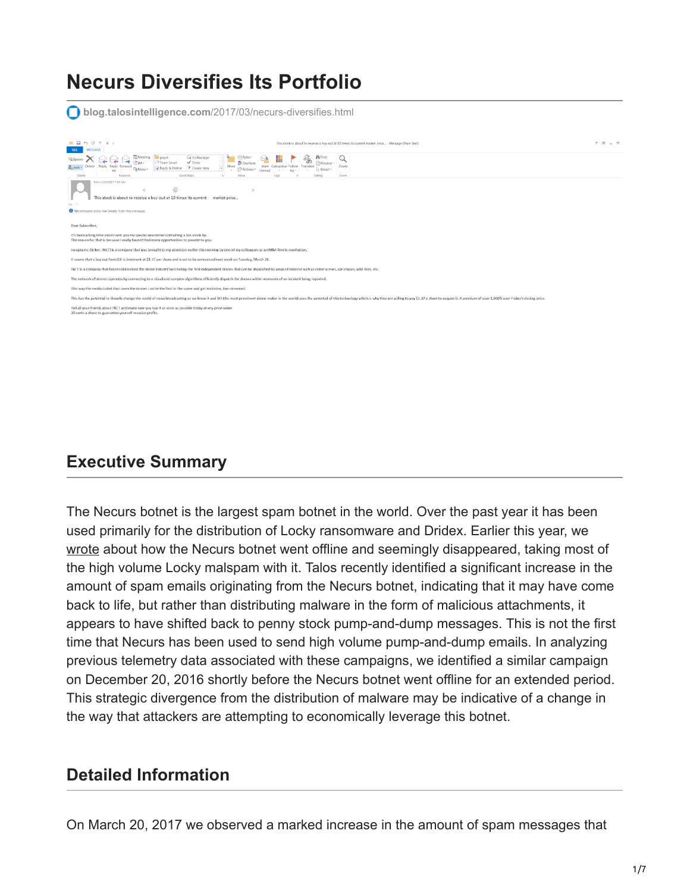# Necurs Diversifies Its Portfolio

blog.talosintelligence.com/2017/03/necurs-diversifies.html

## Executive Summary

The Necurs botnet is the largest spam botnet in the world. Over the past year it has been used primarily for the distribution of Locky ransomware and Dridex. Earlier this year, we wrote about how the Necurs botnet went offline and seemingly disappeared, taking most of the high volume Locky malspam with it. Talos recently identified a significant increase in the amount of spam emails originating from the Necurs botnet, indicating that it may have come back to life, but rather than distributing malware in the form of malicious attachments, it appears to have shifted back to penny stock pump-and-dump messages. This is not the first time that Necurs has been used to send high volume pump-and-dump emails. In analyzing previous telemetry data associated with these campaigns, we identified a similar campaign on December 20, 2016 shortly before the Necurs botnet went offline for an extended period. This strategic divergence from the distribution of malware may be indicative of a change in the way that attackers are attempting to economically leverage this botnet.

## Detailed Information

On March 20, 2017 we observed a marked increase in the amount of spam messages that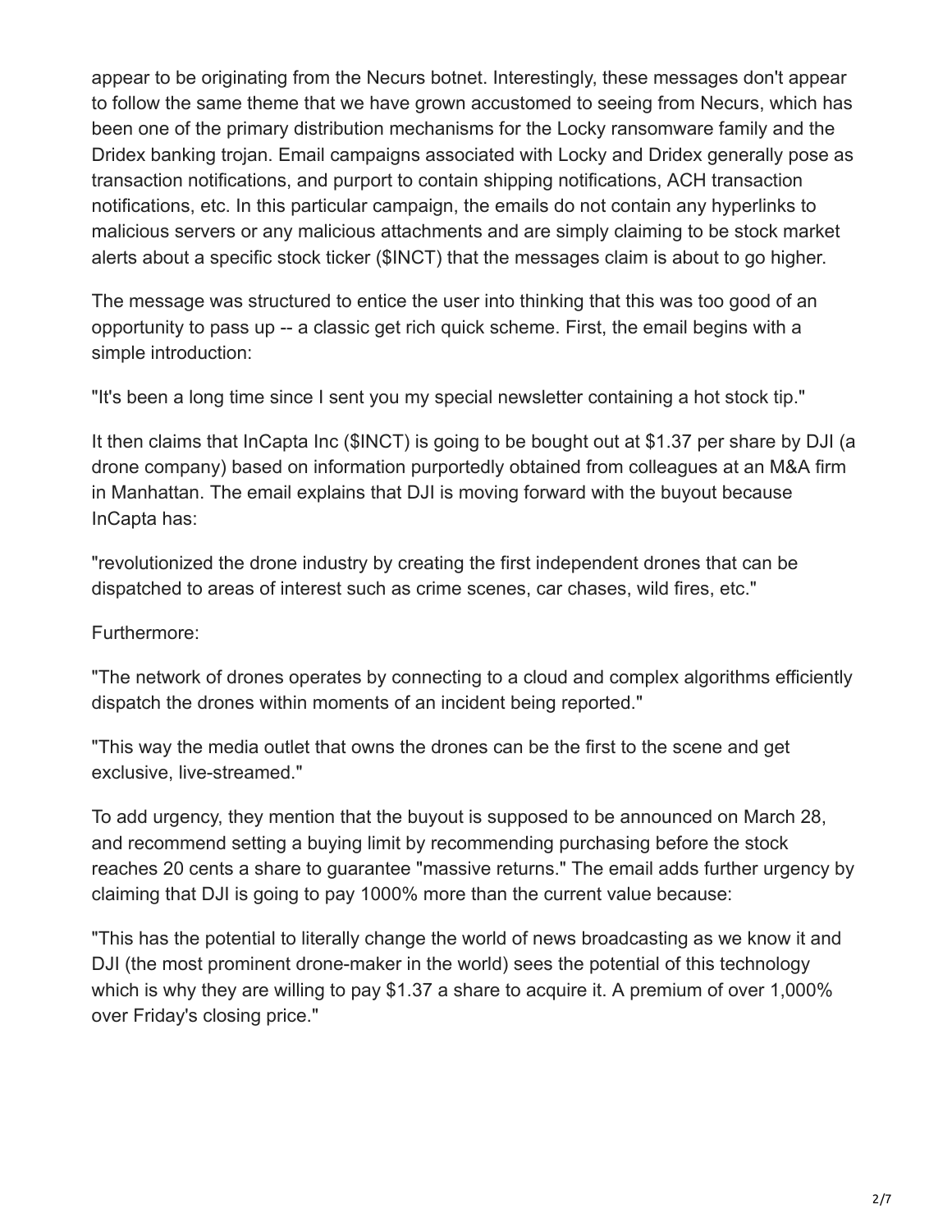appear to be originating from the Necurs botnet. Interestingly, these messages don't appear to follow the same theme that we have grown accustomed to seeing from Necurs, which has been one of the primary distribution mechanisms for the Locky ransomware family and the Dridex banking trojan. Email campaigns associated with Locky and Dridex generally pose as transaction notifications, and purport to contain shipping notifications, ACH transaction notifications, etc. In this particular campaign, the emails do not contain any hyperlinks to malicious servers or any malicious attachments and are simply claiming to be stock market alerts about a specific stock ticker ($INCT) that the messages claim is about to go higher.

The message was structured to entice the user into thinking that this was too good of an opportunity to pass up -- a classic get rich quick scheme. First, the email begins with a simple introduction:

"It's been a long time since I sent you my special newsletter containing a hot stock tip."

It then claims that InCapta Inc ($INCT) is going to be bought out at $1.37 per share by DJI (a drone company) based on information purportedly obtained from colleagues at an M&A firm in Manhattan. The email explains that DJI is moving forward with the buyout because InCapta has:

"revolutionized the drone industry by creating the first independent drones that can be dispatched to areas of interest such as crime scenes, car chases, wild fires, etc."

Furthermore:

"The network of drones operates by connecting to a cloud and complex algorithms efficiently dispatch the drones within moments of an incident being reported."

"This way the media outlet that owns the drones can be the first to the scene and get exclusive, live-streamed."

To add urgency, they mention that the buyout is supposed to be announced on March 28, and recommend setting a buying limit by recommending purchasing before the stock reaches 20 cents a share to guarantee "massive returns." The email adds further urgency by claiming that DJI is going to pay 1000% more than the current value because:

"This has the potential to literally change the world of news broadcasting as we know it and DJI (the most prominent drone-maker in the world) sees the potential of this technology which is why they are willing to pay $1.37 a share to acquire it. A premium of over 1,000% over Friday's closing price."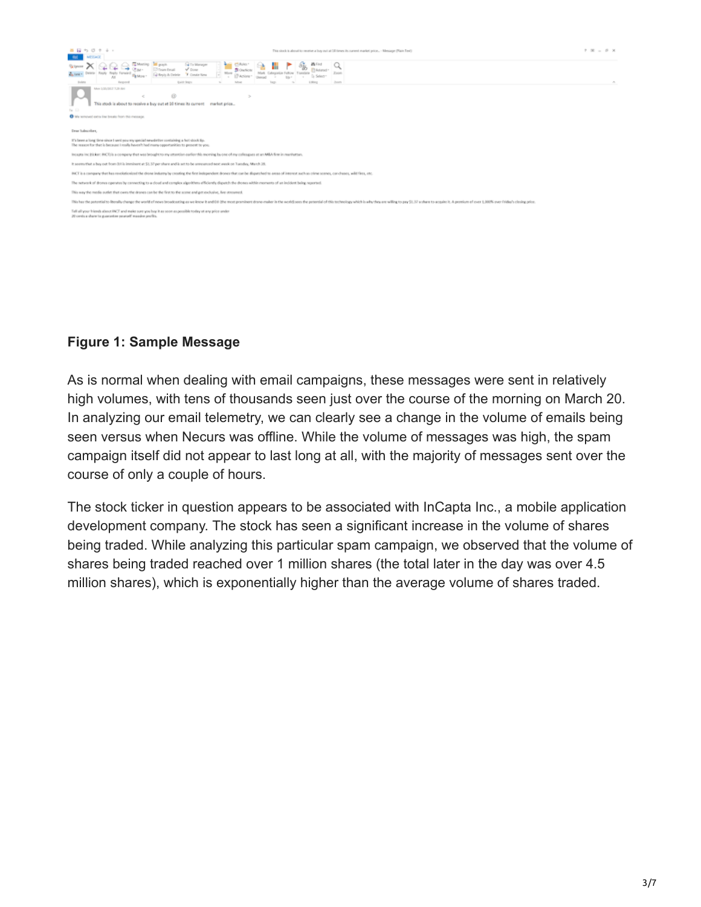**Figure 1: Sample Message**

As is normal when dealing with email campaigns, these messages were sent in relatively high volumes, with tens of thousands seen just over the course of the morning on March 20. In analyzing our email telemetry, we can clearly see a change in the volume of emails being seen versus when Necurs was offline. While the volume of messages was high, the spam campaign itself did not appear to last long at all, with the majority of messages sent over the course of only a couple of hours.

The stock ticker in question appears to be associated with InCapta Inc., a mobile application development company. The stock has seen a significant increase in the volume of shares being traded. While analyzing this particular spam campaign, we observed that the volume of shares being traded reached over 1 million shares (the total later in the day was over 4.5 million shares), which is exponentially higher than the average volume of shares traded.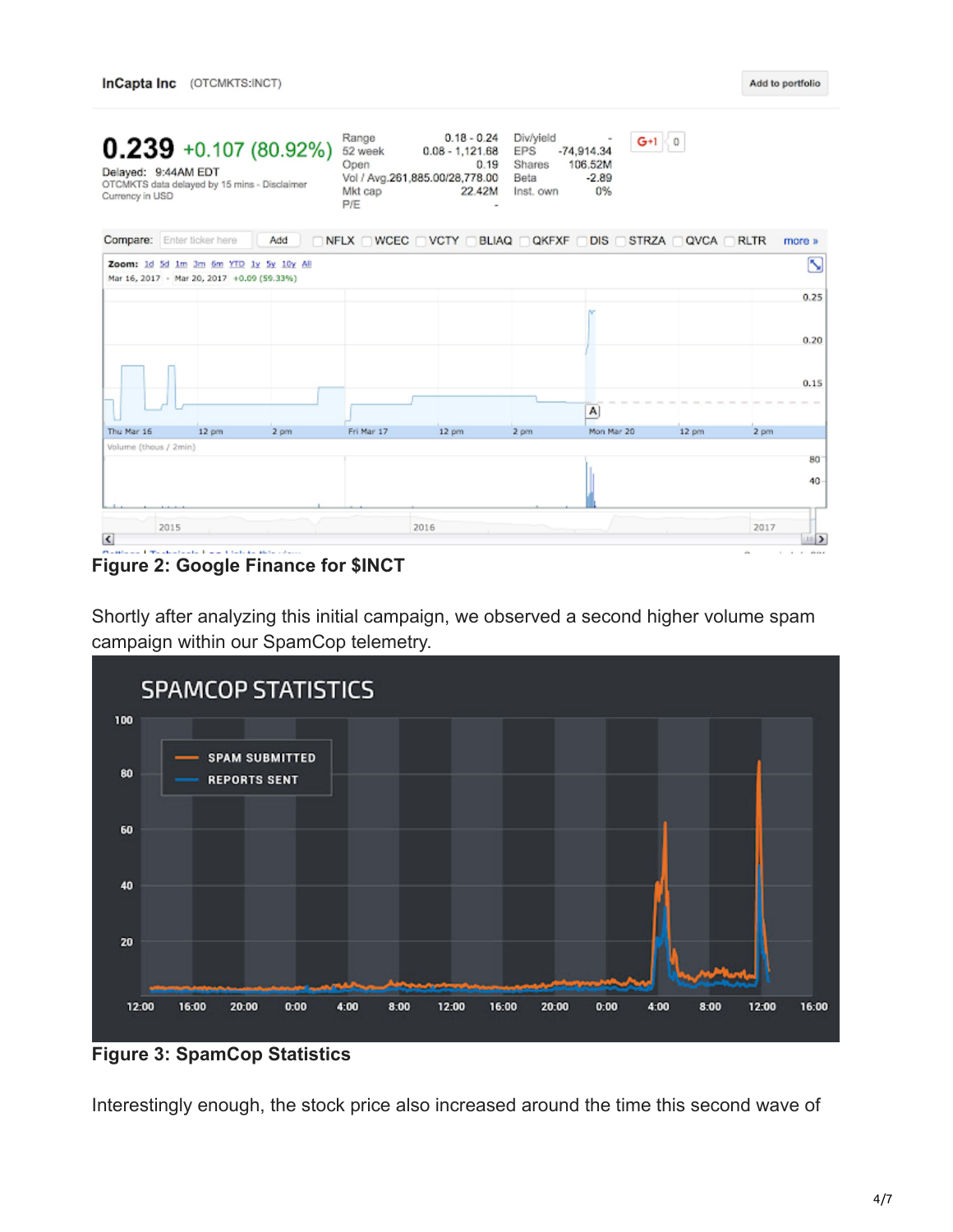**Figure 2: Google Finance for $INCT**

Shortly after analyzing this initial campaign, we observed a second higher volume spam campaign within our SpamCop telemetry.

**Figure 3: SpamCop Statistics**

Interestingly enough, the stock price also increased around the time this second wave of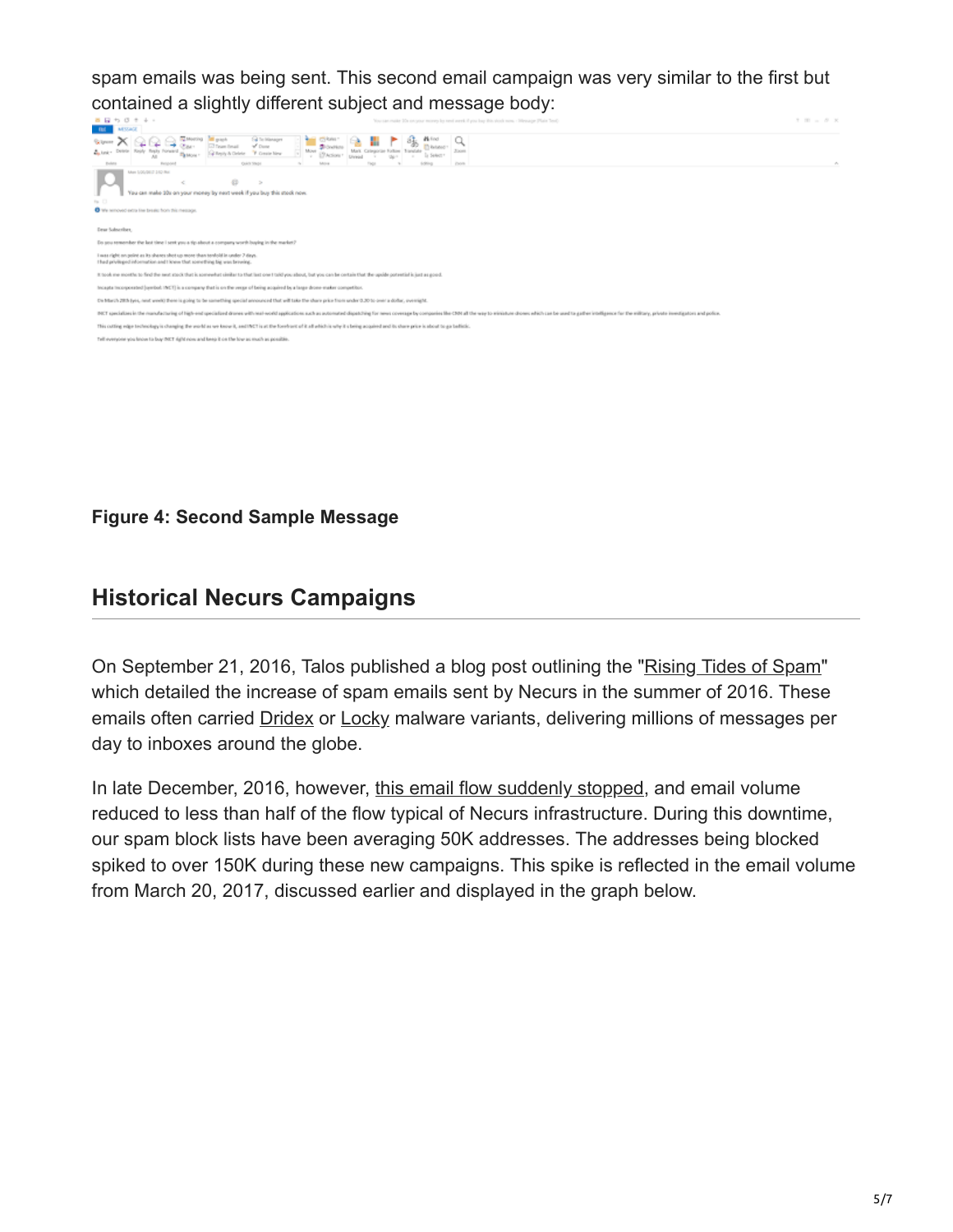spam emails was being sent. This second email campaign was very similar to the first but contained a slightly different subject and message body:

**Figure 4: Second Sample Message**

## Historical Necurs Campaigns

On September 21, 2016, Talos published a blog post outlining the "Rising Tides of Spam" which detailed the increase of spam emails sent by Necurs in the summer of 2016. These emails often carried Dridex or Locky malware variants, delivering millions of messages per day to inboxes around the globe.

In late December, 2016, however, this email flow suddenly stopped, and email volume reduced to less than half of the flow typical of Necurs infrastructure. During this downtime, our spam block lists have been averaging 50K addresses. The addresses being blocked spiked to over 150K during these new campaigns. This spike is reflected in the email volume from March 20, 2017, discussed earlier and displayed in the graph below.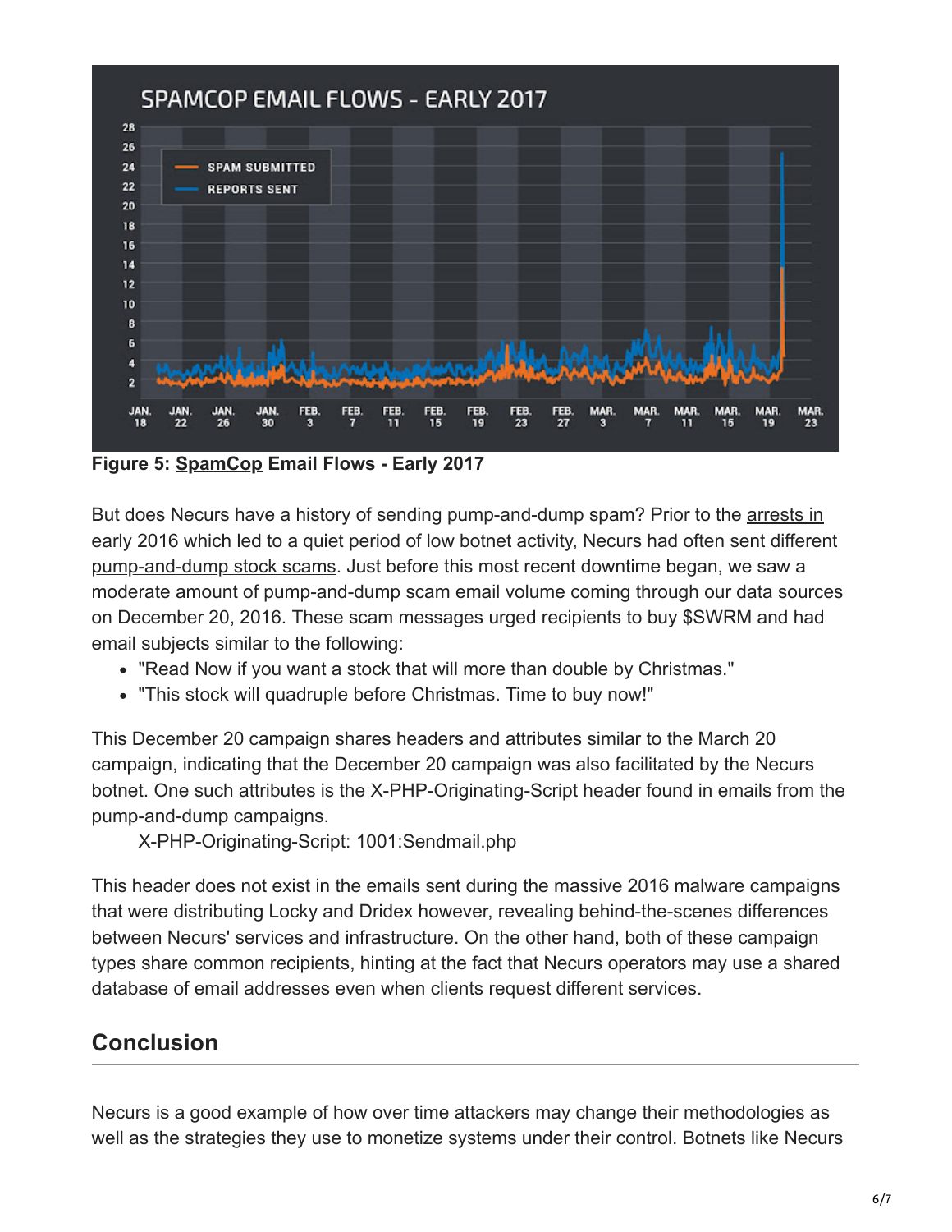**Figure 5: SpamCop Email Flows - Early 2017**

But does Necurs have a history of sending pump-and-dump spam? Prior to the arrests in early 2016 which led to a quiet period of low botnet activity, Necurs had often sent different pump-and-dump stock scams. Just before this most recent downtime began, we saw a moderate amount of pump-and-dump scam email volume coming through our data sources on December 20, 2016. These scam messages urged recipients to buy $SWRM and had email subjects similar to the following:

- "Read Now if you want a stock that will more than double by Christmas."
- "This stock will quadruple before Christmas. Time to buy now!"

This December 20 campaign shares headers and attributes similar to the March 20 campaign, indicating that the December 20 campaign was also facilitated by the Necurs botnet. One such attributes is the X-PHP-Originating-Script header found in emails from the pump-and-dump campaigns.

X-PHP-Originating-Script: 1001:Sendmail.php

This header does not exist in the emails sent during the massive 2016 malware campaigns that were distributing Locky and Dridex however, revealing behind-the-scenes differences between Necurs' services and infrastructure. On the other hand, both of these campaign types share common recipients, hinting at the fact that Necurs operators may use a shared database of email addresses even when clients request different services.

## Conclusion

Necurs is a good example of how over time attackers may change their methodologies as well as the strategies they use to monetize systems under their control. Botnets like Necurs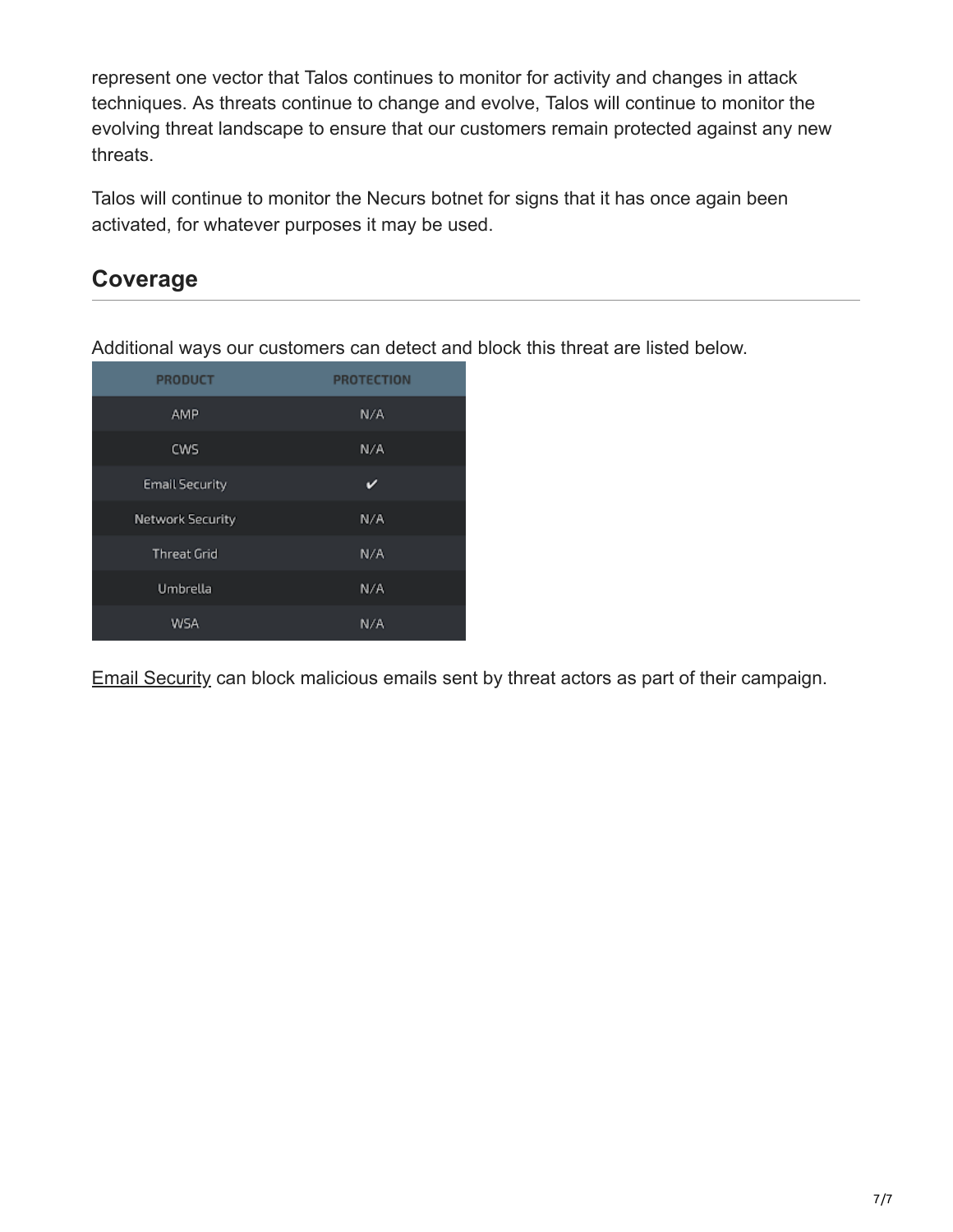represent one vector that Talos continues to monitor for activity and changes in attack techniques. As threats continue to change and evolve, Talos will continue to monitor the evolving threat landscape to ensure that our customers remain protected against any new threats.

Talos will continue to monitor the Necurs botnet for signs that it has once again been activated, for whatever purposes it may be used.

## Coverage

Additional ways our customers can detect and block this threat are listed below.

| PRODUCT | PROTECTION |
| --- | --- |
| AMP | N/A |
| CWS | N/A |
| Email Security | ✔ |
| Network Security | N/A |
| Threat Grid | N/A |
| Umbrella | N/A |
| WSA | N/A |

Email Security can block malicious emails sent by threat actors as part of their campaign.